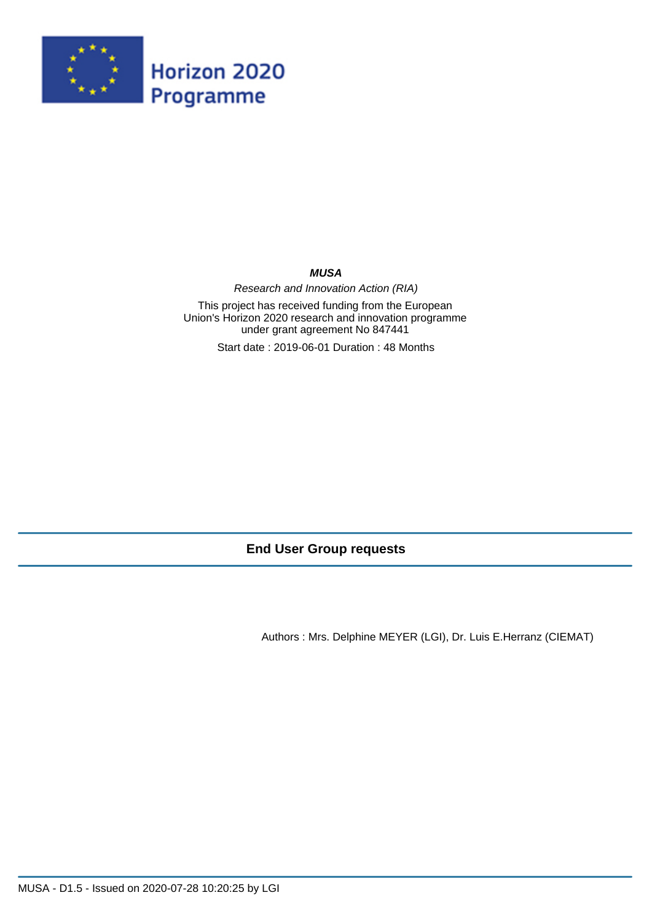Horizon 2020 Programme

**_MUSA_**

*Research and Innovation Action (RIA)*

This project has received funding from the European Union's Horizon 2020 research and innovation programme under grant agreement No 847441

Start date : 2019-06-01 Duration : 48 Months

# End User Group requests

Authors : Mrs. Delphine MEYER (LGI), Dr. Luis E.Herranz (CIEMAT)

MUSA - D1.5 - Issued on 2020-07-28 10:20:25 by LGI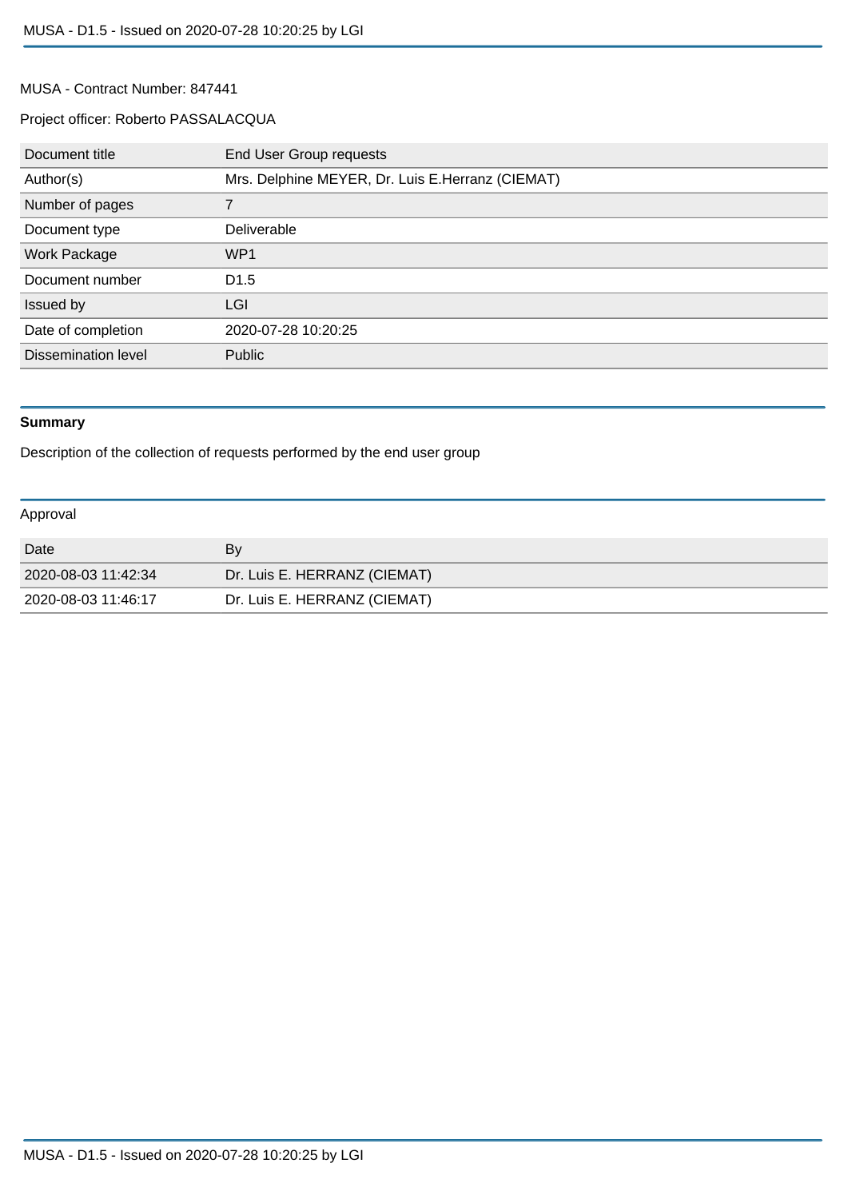MUSA - Contract Number: 847441

Project officer: Roberto PASSALACQUA

| Document title | End User Group requests |
|---|---|
| Author(s) | Mrs. Delphine MEYER, Dr. Luis E.Herranz (CIEMAT) |
| Number of pages | 7 |
| Document type | Deliverable |
| Work Package | WP1 |
| Document number | D1.5 |
| Issued by | LGI |
| Date of completion | 2020-07-28 10:20:25 |
| Dissemination level | Public |

## Summary

Description of the collection of requests performed by the end user group

## Approval

| Date | By |
|---|---|
| 2020-08-03 11:42:34 | Dr. Luis E. HERRANZ (CIEMAT) |
| 2020-08-03 11:46:17 | Dr. Luis E. HERRANZ (CIEMAT) |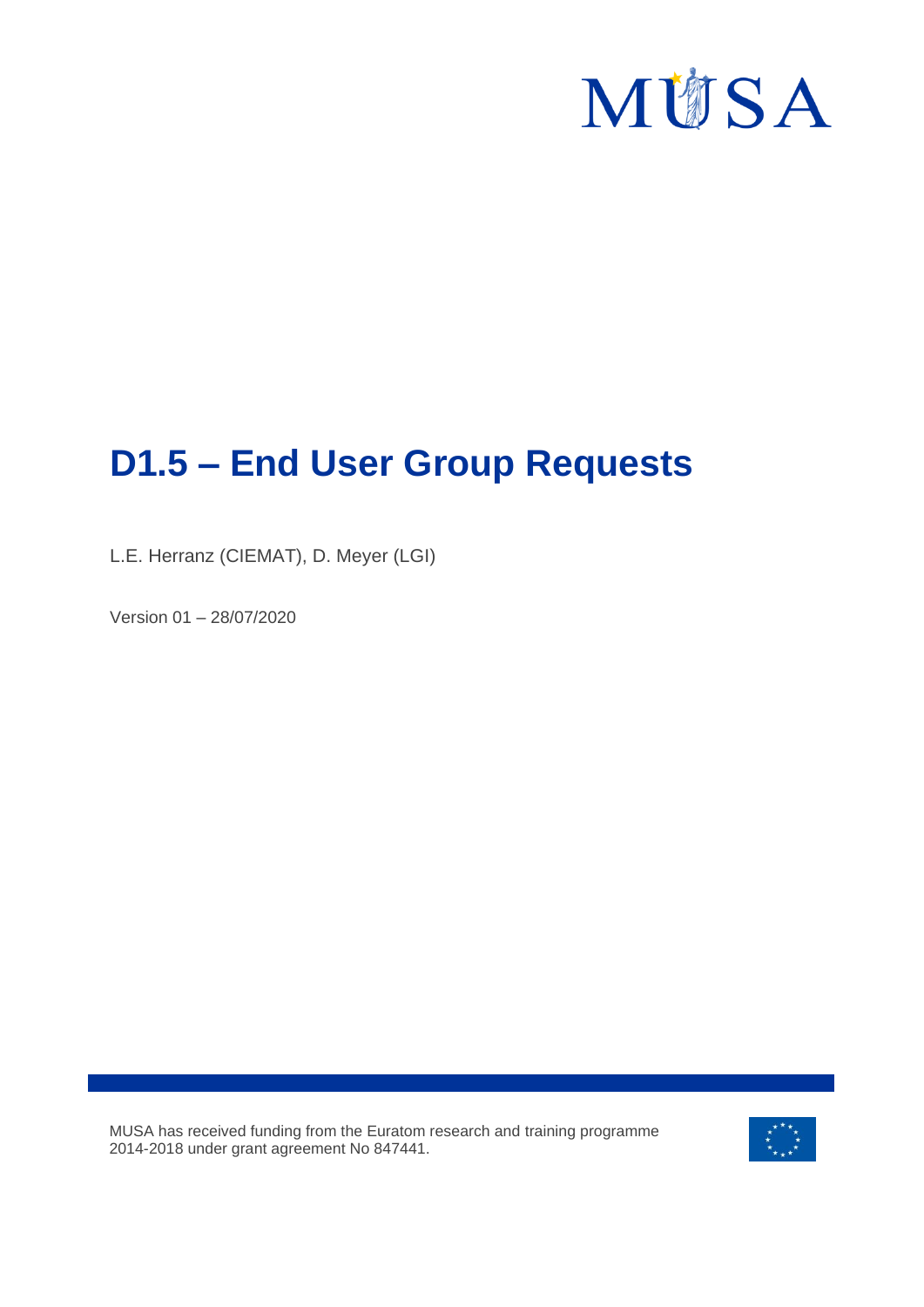# D1.5 – End User Group Requests

L.E. Herranz (CIEMAT), D. Meyer (LGI)

Version 01 – 28/07/2020

MUSA has received funding from the Euratom research and training programme 2014-2018 under grant agreement No 847441.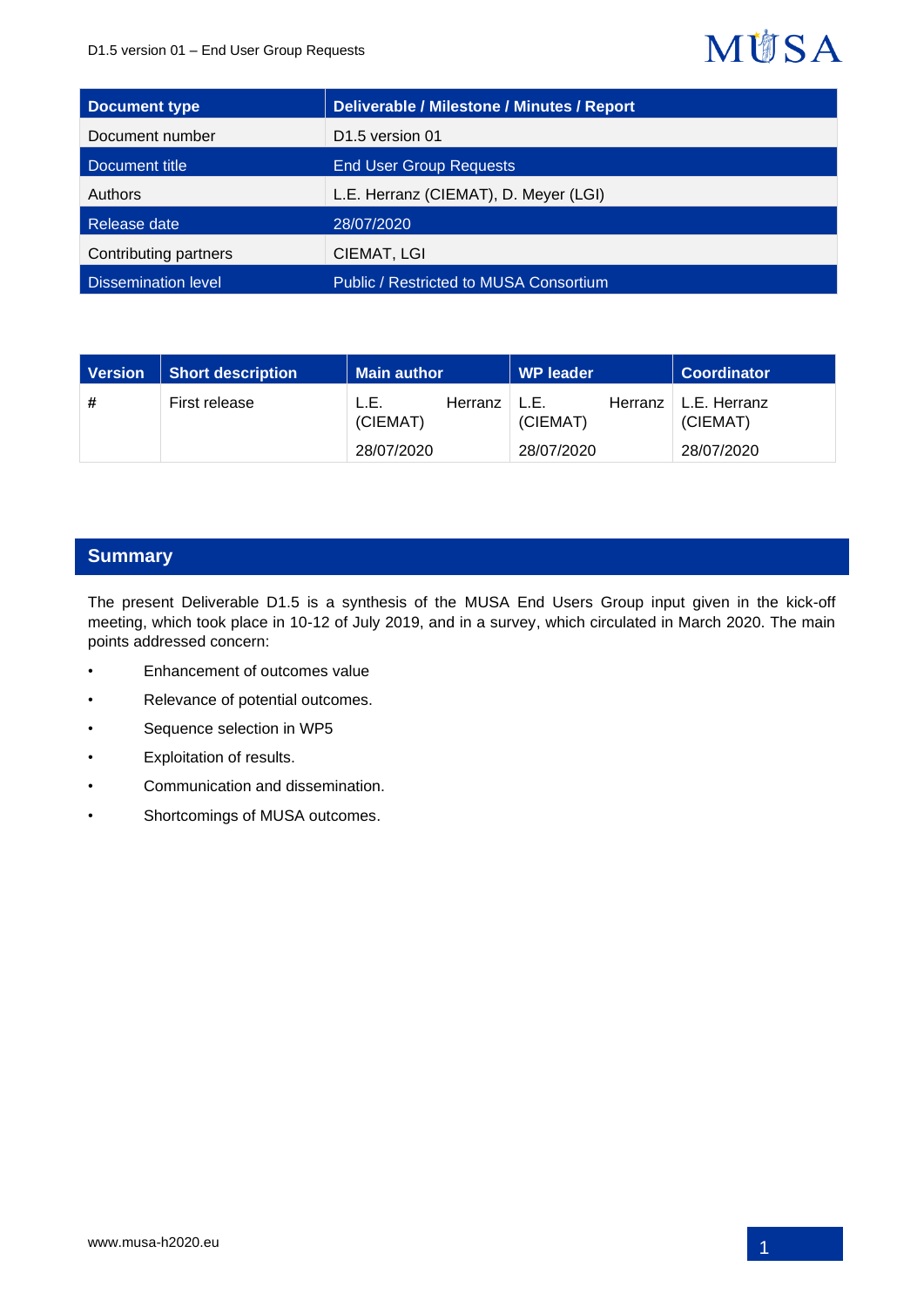| Document type | Deliverable / Milestone / Minutes / Report |
| --- | --- |
| Document number | D1.5 version 01 |
| Document title | End User Group Requests |
| Authors | L.E. Herranz (CIEMAT), D. Meyer (LGI) |
| Release date | 28/07/2020 |
| Contributing partners | CIEMAT, LGI |
| Dissemination level | Public / Restricted to MUSA Consortium |

| Version | Short description | Main author | WP leader | Coordinator |
| --- | --- | --- | --- | --- |
| # | First release | L.E. Herranz (CIEMAT) 28/07/2020 | L.E. Herranz (CIEMAT) 28/07/2020 | L.E. Herranz (CIEMAT) 28/07/2020 |

## Summary

The present Deliverable D1.5 is a synthesis of the MUSA End Users Group input given in the kick-off meeting, which took place in 10-12 of July 2019, and in a survey, which circulated in March 2020. The main points addressed concern:

- Enhancement of outcomes value
- Relevance of potential outcomes.
- Sequence selection in WP5
- Exploitation of results.
- Communication and dissemination.
- Shortcomings of MUSA outcomes.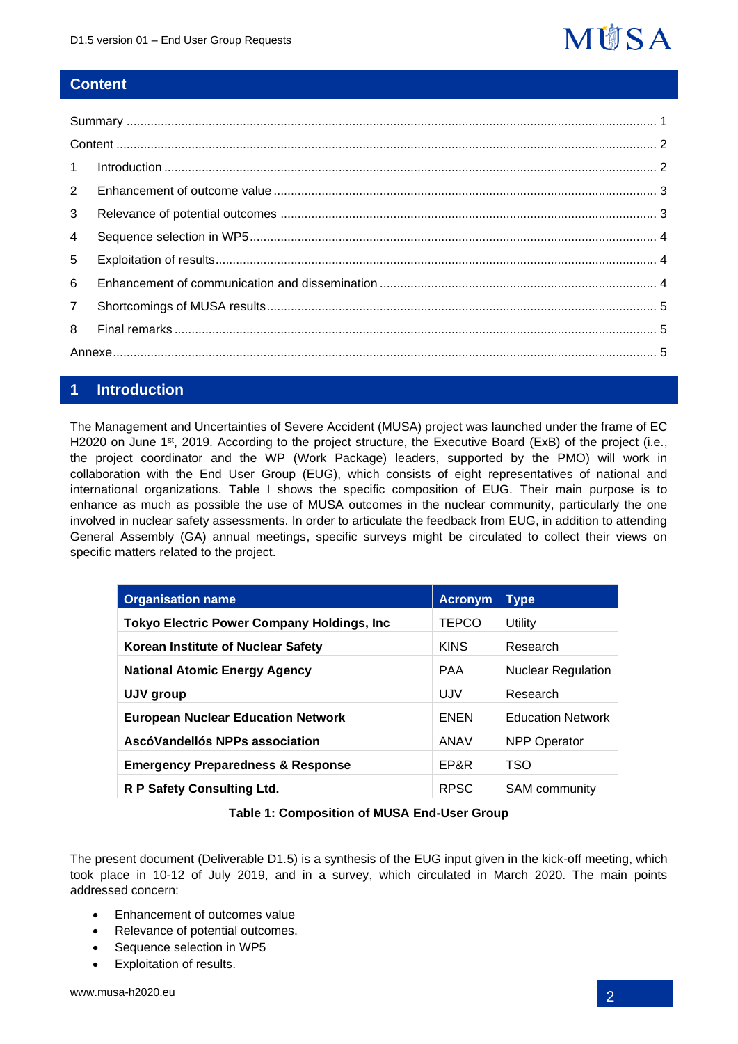## Content

Summary ........................................................................................................................................... 1

Content ........................................................................................................................................... 2

1 Introduction ................................................................................................................................. 2

2 Enhancement of outcome value .................................................................................................. 3

3 Relevance of potential outcomes ................................................................................................ 3

4 Sequence selection in WP5 ......................................................................................................... 4

5 Exploitation of results .................................................................................................................. 4

6 Enhancement of communication and dissemination ................................................................... 4

7 Shortcomings of MUSA results .................................................................................................... 5

8 Final remarks ............................................................................................................................... 5

Annexe ............................................................................................................................................ 5

## 1 Introduction

The Management and Uncertainties of Severe Accident (MUSA) project was launched under the frame of EC H2020 on June 1st, 2019. According to the project structure, the Executive Board (ExB) of the project (i.e., the project coordinator and the WP (Work Package) leaders, supported by the PMO) will work in collaboration with the End User Group (EUG), which consists of eight representatives of national and international organizations. Table I shows the specific composition of EUG. Their main purpose is to enhance as much as possible the use of MUSA outcomes in the nuclear community, particularly the one involved in nuclear safety assessments. In order to articulate the feedback from EUG, in addition to attending General Assembly (GA) annual meetings, specific surveys might be circulated to collect their views on specific matters related to the project.

| Organisation name | Acronym | Type |
|---|---|---|
| **Tokyo Electric Power Company Holdings, Inc** | TEPCO | Utility |
| **Korean Institute of Nuclear Safety** | KINS | Research |
| **National Atomic Energy Agency** | PAA | Nuclear Regulation |
| **UJV group** | UJV | Research |
| **European Nuclear Education Network** | ENEN | Education Network |
| **AscóVandellós NPPs association** | ANAV | NPP Operator |
| **Emergency Preparedness & Response** | EP&R | TSO |
| **R P Safety Consulting Ltd.** | RPSC | SAM community |

**Table 1: Composition of MUSA End-User Group**

The present document (Deliverable D1.5) is a synthesis of the EUG input given in the kick-off meeting, which took place in 10-12 of July 2019, and in a survey, which circulated in March 2020. The main points addressed concern:

- Enhancement of outcomes value
- Relevance of potential outcomes.
- Sequence selection in WP5
- Exploitation of results.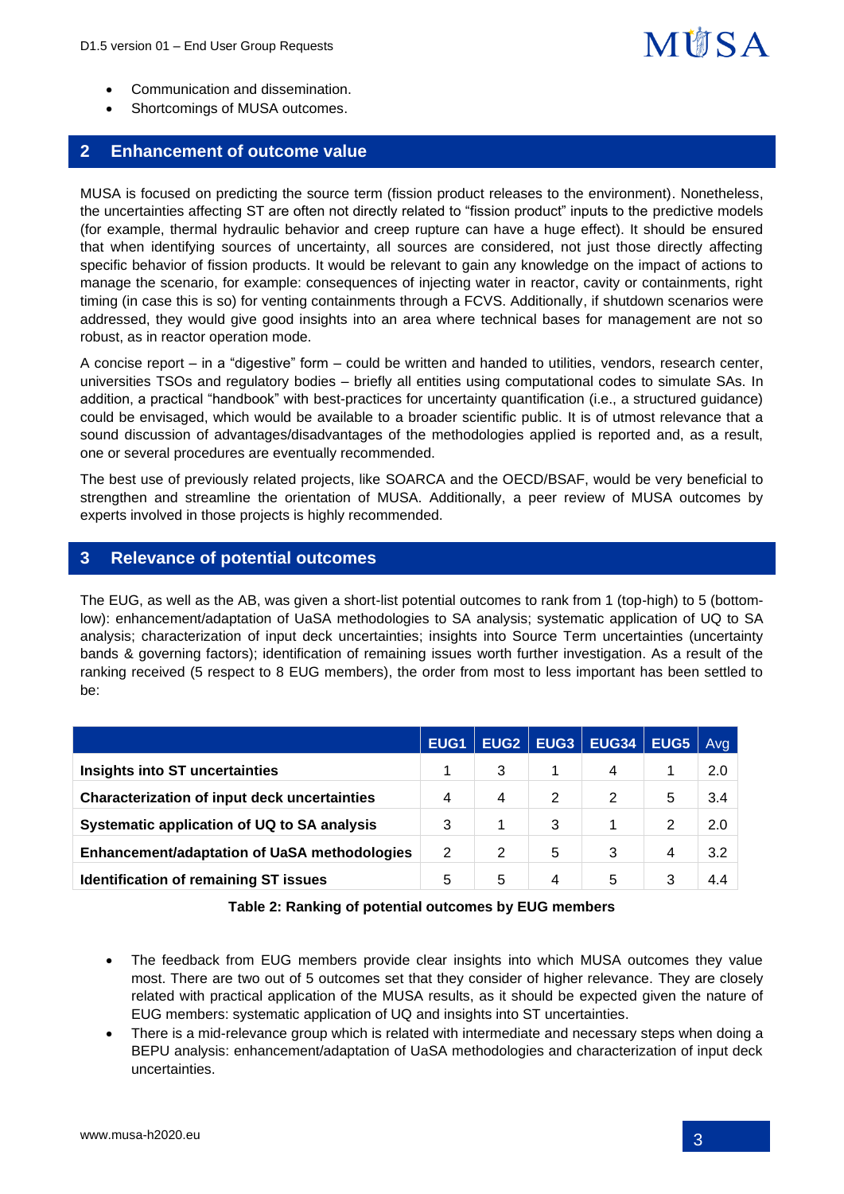- Communication and dissemination.
- Shortcomings of MUSA outcomes.

## 2 Enhancement of outcome value

MUSA is focused on predicting the source term (fission product releases to the environment). Nonetheless, the uncertainties affecting ST are often not directly related to "fission product" inputs to the predictive models (for example, thermal hydraulic behavior and creep rupture can have a huge effect). It should be ensured that when identifying sources of uncertainty, all sources are considered, not just those directly affecting specific behavior of fission products. It would be relevant to gain any knowledge on the impact of actions to manage the scenario, for example: consequences of injecting water in reactor, cavity or containments, right timing (in case this is so) for venting containments through a FCVS. Additionally, if shutdown scenarios were addressed, they would give good insights into an area where technical bases for management are not so robust, as in reactor operation mode.

A concise report – in a "digestive" form – could be written and handed to utilities, vendors, research center, universities TSOs and regulatory bodies – briefly all entities using computational codes to simulate SAs. In addition, a practical "handbook" with best-practices for uncertainty quantification (i.e., a structured guidance) could be envisaged, which would be available to a broader scientific public. It is of utmost relevance that a sound discussion of advantages/disadvantages of the methodologies applied is reported and, as a result, one or several procedures are eventually recommended.

The best use of previously related projects, like SOARCA and the OECD/BSAF, would be very beneficial to strengthen and streamline the orientation of MUSA. Additionally, a peer review of MUSA outcomes by experts involved in those projects is highly recommended.

## 3 Relevance of potential outcomes

The EUG, as well as the AB, was given a short-list potential outcomes to rank from 1 (top-high) to 5 (bottom-low): enhancement/adaptation of UaSA methodologies to SA analysis; systematic application of UQ to SA analysis; characterization of input deck uncertainties; insights into Source Term uncertainties (uncertainty bands & governing factors); identification of remaining issues worth further investigation. As a result of the ranking received (5 respect to 8 EUG members), the order from most to less important has been settled to be:

| | EUG1 | EUG2 | EUG3 | EUG34 | EUG5 | Avg |
|---|---|---|---|---|---|---|
| **Insights into ST uncertainties** | 1 | 3 | 1 | 4 | 1 | 2.0 |
| **Characterization of input deck uncertainties** | 4 | 4 | 2 | 2 | 5 | 3.4 |
| **Systematic application of UQ to SA analysis** | 3 | 1 | 3 | 1 | 2 | 2.0 |
| **Enhancement/adaptation of UaSA methodologies** | 2 | 2 | 5 | 3 | 4 | 3.2 |
| **Identification of remaining ST issues** | 5 | 5 | 4 | 5 | 3 | 4.4 |

**Table 2: Ranking of potential outcomes by EUG members**

- The feedback from EUG members provide clear insights into which MUSA outcomes they value most. There are two out of 5 outcomes set that they consider of higher relevance. They are closely related with practical application of the MUSA results, as it should be expected given the nature of EUG members: systematic application of UQ and insights into ST uncertainties.
- There is a mid-relevance group which is related with intermediate and necessary steps when doing a BEPU analysis: enhancement/adaptation of UaSA methodologies and characterization of input deck uncertainties.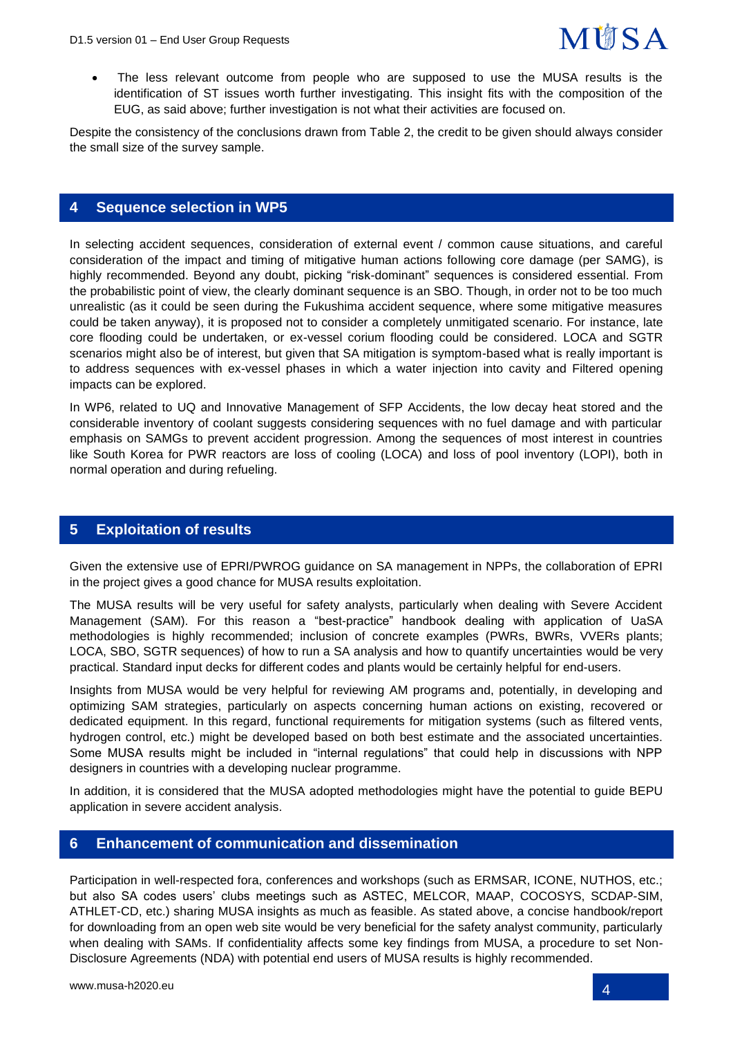- The less relevant outcome from people who are supposed to use the MUSA results is the identification of ST issues worth further investigating. This insight fits with the composition of the EUG, as said above; further investigation is not what their activities are focused on.

Despite the consistency of the conclusions drawn from Table 2, the credit to be given should always consider the small size of the survey sample.

# 4 Sequence selection in WP5

In selecting accident sequences, consideration of external event / common cause situations, and careful consideration of the impact and timing of mitigative human actions following core damage (per SAMG), is highly recommended. Beyond any doubt, picking "risk-dominant" sequences is considered essential. From the probabilistic point of view, the clearly dominant sequence is an SBO. Though, in order not to be too much unrealistic (as it could be seen during the Fukushima accident sequence, where some mitigative measures could be taken anyway), it is proposed not to consider a completely unmitigated scenario. For instance, late core flooding could be undertaken, or ex-vessel corium flooding could be considered. LOCA and SGTR scenarios might also be of interest, but given that SA mitigation is symptom-based what is really important is to address sequences with ex-vessel phases in which a water injection into cavity and Filtered opening impacts can be explored.

In WP6, related to UQ and Innovative Management of SFP Accidents, the low decay heat stored and the considerable inventory of coolant suggests considering sequences with no fuel damage and with particular emphasis on SAMGs to prevent accident progression. Among the sequences of most interest in countries like South Korea for PWR reactors are loss of cooling (LOCA) and loss of pool inventory (LOPI), both in normal operation and during refueling.

# 5 Exploitation of results

Given the extensive use of EPRI/PWROG guidance on SA management in NPPs, the collaboration of EPRI in the project gives a good chance for MUSA results exploitation.

The MUSA results will be very useful for safety analysts, particularly when dealing with Severe Accident Management (SAM). For this reason a "best-practice" handbook dealing with application of UaSA methodologies is highly recommended; inclusion of concrete examples (PWRs, BWRs, VVERs plants; LOCA, SBO, SGTR sequences) of how to run a SA analysis and how to quantify uncertainties would be very practical. Standard input decks for different codes and plants would be certainly helpful for end-users.

Insights from MUSA would be very helpful for reviewing AM programs and, potentially, in developing and optimizing SAM strategies, particularly on aspects concerning human actions on existing, recovered or dedicated equipment. In this regard, functional requirements for mitigation systems (such as filtered vents, hydrogen control, etc.) might be developed based on both best estimate and the associated uncertainties. Some MUSA results might be included in "internal regulations" that could help in discussions with NPP designers in countries with a developing nuclear programme.

In addition, it is considered that the MUSA adopted methodologies might have the potential to guide BEPU application in severe accident analysis.

# 6 Enhancement of communication and dissemination

Participation in well-respected fora, conferences and workshops (such as ERMSAR, ICONE, NUTHOS, etc.; but also SA codes users' clubs meetings such as ASTEC, MELCOR, MAAP, COCOSYS, SCDAP-SIM, ATHLET-CD, etc.) sharing MUSA insights as much as feasible. As stated above, a concise handbook/report for downloading from an open web site would be very beneficial for the safety analyst community, particularly when dealing with SAMs. If confidentiality affects some key findings from MUSA, a procedure to set Non-Disclosure Agreements (NDA) with potential end users of MUSA results is highly recommended.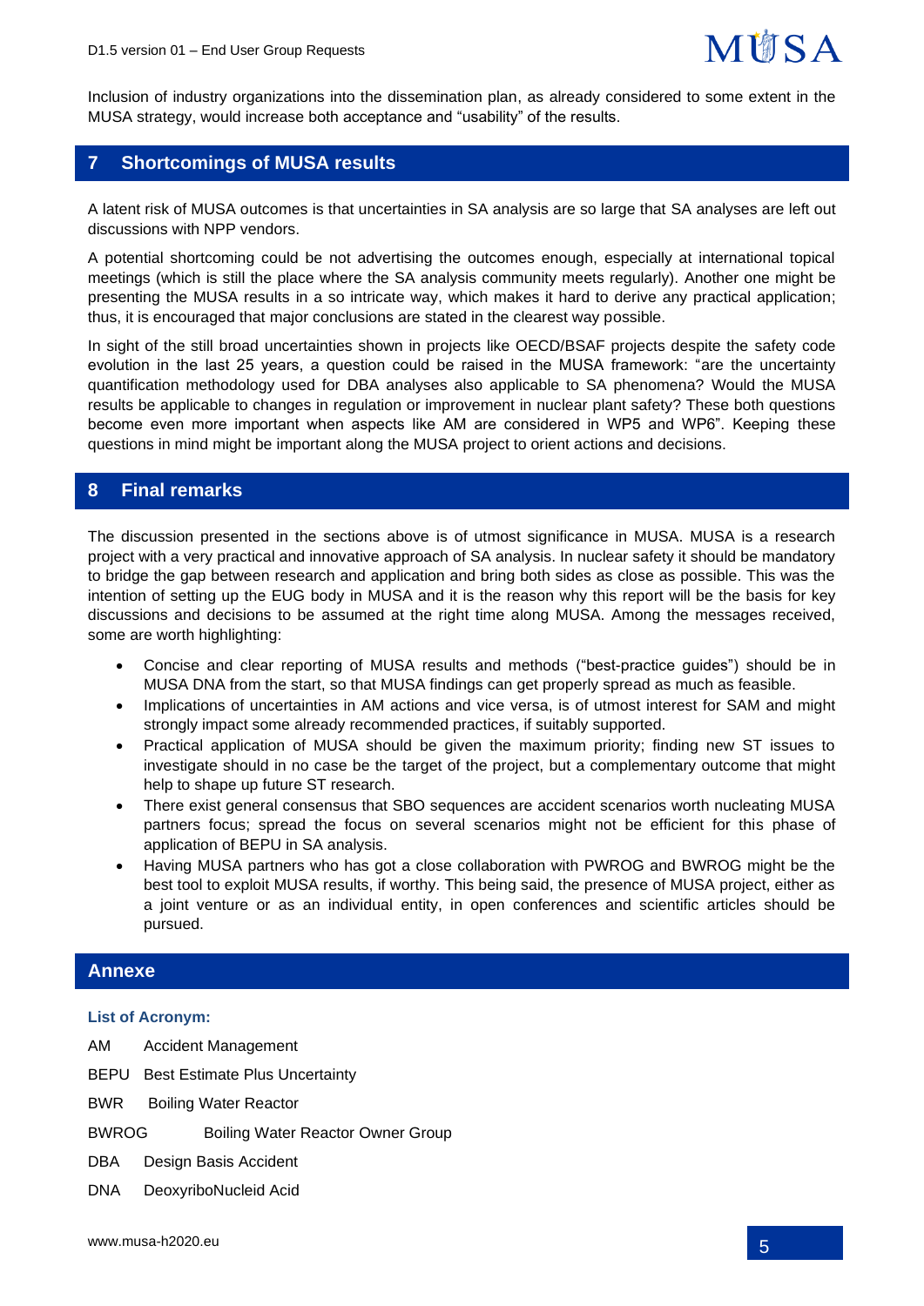Inclusion of industry organizations into the dissemination plan, as already considered to some extent in the MUSA strategy, would increase both acceptance and "usability" of the results.

## 7 Shortcomings of MUSA results

A latent risk of MUSA outcomes is that uncertainties in SA analysis are so large that SA analyses are left out discussions with NPP vendors.

A potential shortcoming could be not advertising the outcomes enough, especially at international topical meetings (which is still the place where the SA analysis community meets regularly). Another one might be presenting the MUSA results in a so intricate way, which makes it hard to derive any practical application; thus, it is encouraged that major conclusions are stated in the clearest way possible.

In sight of the still broad uncertainties shown in projects like OECD/BSAF projects despite the safety code evolution in the last 25 years, a question could be raised in the MUSA framework: "are the uncertainty quantification methodology used for DBA analyses also applicable to SA phenomena? Would the MUSA results be applicable to changes in regulation or improvement in nuclear plant safety? These both questions become even more important when aspects like AM are considered in WP5 and WP6". Keeping these questions in mind might be important along the MUSA project to orient actions and decisions.

## 8 Final remarks

The discussion presented in the sections above is of utmost significance in MUSA. MUSA is a research project with a very practical and innovative approach of SA analysis. In nuclear safety it should be mandatory to bridge the gap between research and application and bring both sides as close as possible. This was the intention of setting up the EUG body in MUSA and it is the reason why this report will be the basis for key discussions and decisions to be assumed at the right time along MUSA. Among the messages received, some are worth highlighting:

- Concise and clear reporting of MUSA results and methods ("best-practice guides") should be in MUSA DNA from the start, so that MUSA findings can get properly spread as much as feasible.
- Implications of uncertainties in AM actions and vice versa, is of utmost interest for SAM and might strongly impact some already recommended practices, if suitably supported.
- Practical application of MUSA should be given the maximum priority; finding new ST issues to investigate should in no case be the target of the project, but a complementary outcome that might help to shape up future ST research.
- There exist general consensus that SBO sequences are accident scenarios worth nucleating MUSA partners focus; spread the focus on several scenarios might not be efficient for this phase of application of BEPU in SA analysis.
- Having MUSA partners who has got a close collaboration with PWROG and BWROG might be the best tool to exploit MUSA results, if worthy. This being said, the presence of MUSA project, either as a joint venture or as an individual entity, in open conferences and scientific articles should be pursued.

## Annexe

### List of Acronym:

AM Accident Management

BEPU Best Estimate Plus Uncertainty

BWR Boiling Water Reactor

BWROG Boiling Water Reactor Owner Group

DBA Design Basis Accident

DNA DeoxyriboNucleid Acid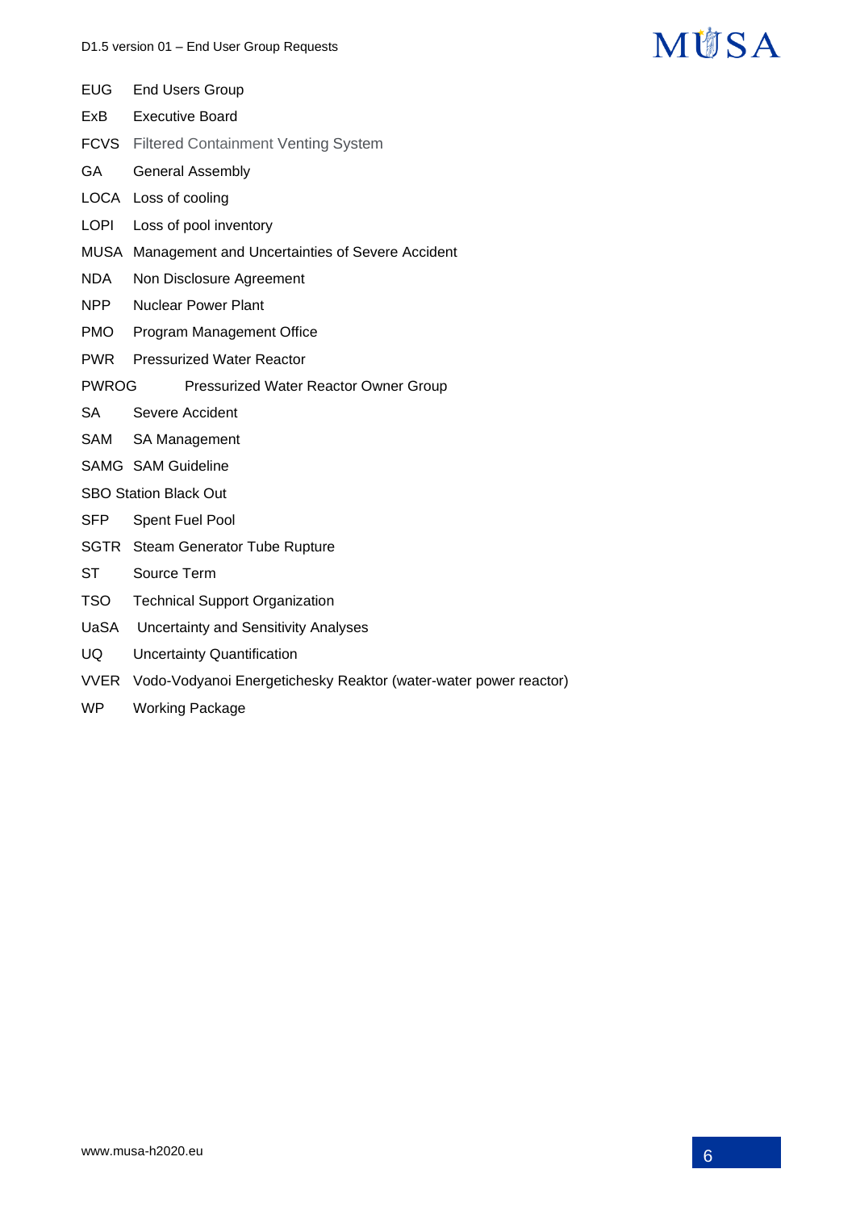EUG End Users Group

ExB Executive Board

FCVS Filtered Containment Venting System

GA General Assembly

LOCA Loss of cooling

LOPI Loss of pool inventory

MUSA Management and Uncertainties of Severe Accident

NDA Non Disclosure Agreement

NPP Nuclear Power Plant

PMO Program Management Office

PWR Pressurized Water Reactor

PWROG Pressurized Water Reactor Owner Group

SA Severe Accident

SAM SA Management

SAMG SAM Guideline

SBO Station Black Out

SFP Spent Fuel Pool

SGTR Steam Generator Tube Rupture

ST Source Term

TSO Technical Support Organization

UaSA Uncertainty and Sensitivity Analyses

UQ Uncertainty Quantification

VVER Vodo-Vodyanoi Energetichesky Reaktor (water-water power reactor)

WP Working Package